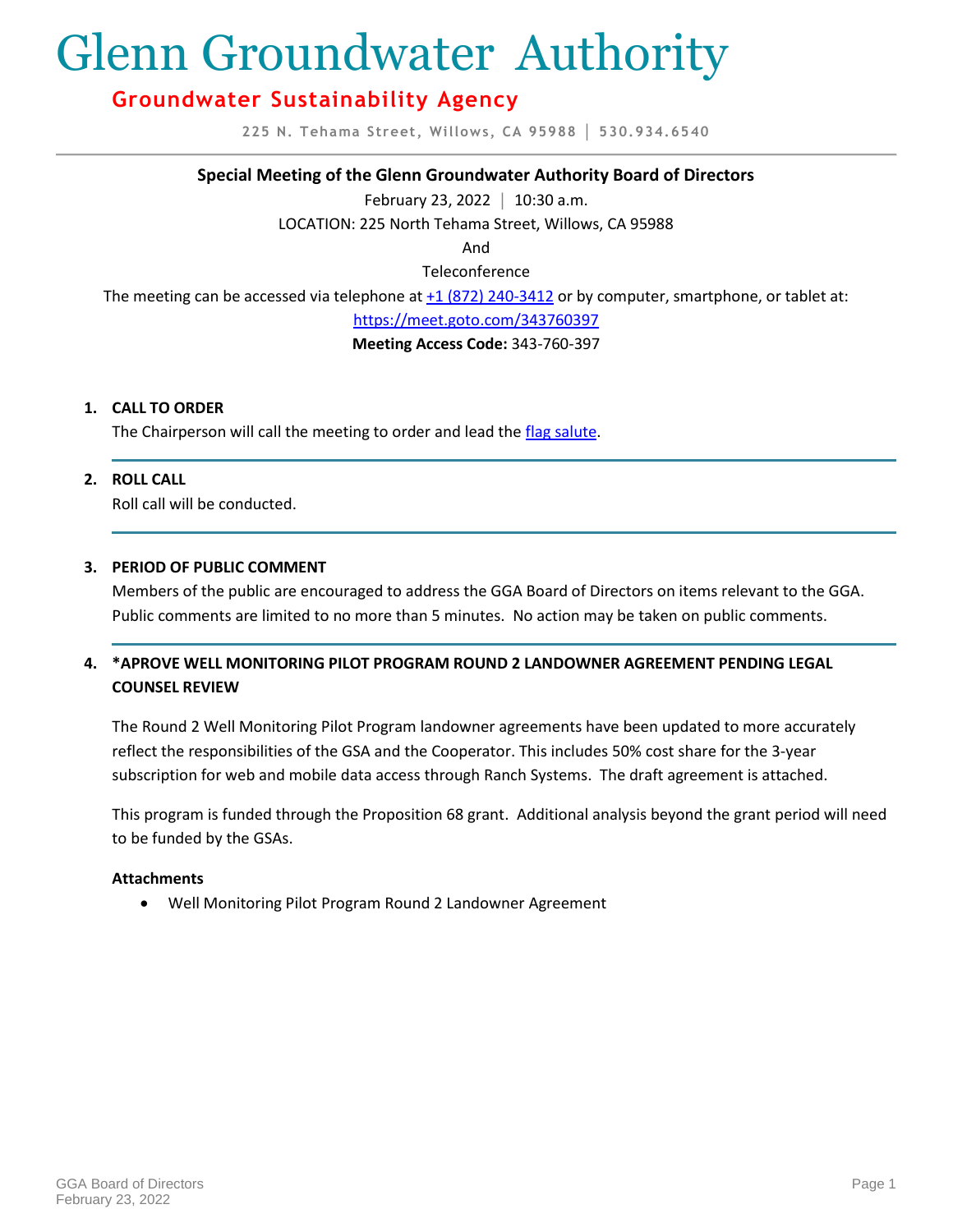# Glenn Groundwater Authority

## Groundwater Sustainability Agency

225 N. Tehama Street, Willows, CA 95988 | 530.934.6540

---

**Special Meeting of the Glenn Groundwater Authority Board of Directors**

February 23, 2022 | 10:30 a.m.

LOCATION: 225 North Tehama Street, Willows, CA 95988

And

Teleconference

The meeting can be accessed via telephone at +1 (872) 240-3412 or by computer, smartphone, or tablet at:

https://meet.goto.com/343760397

**Meeting Access Code:** 343-760-397

1. **CALL TO ORDER**

   The Chairperson will call the meeting to order and lead the flag salute.

2. **ROLL CALL**

   Roll call will be conducted.

3. **PERIOD OF PUBLIC COMMENT**

   Members of the public are encouraged to address the GGA Board of Directors on items relevant to the GGA. Public comments are limited to no more than 5 minutes. No action may be taken on public comments.

4. **\*APROVE WELL MONITORING PILOT PROGRAM ROUND 2 LANDOWNER AGREEMENT PENDING LEGAL COUNSEL REVIEW**

   The Round 2 Well Monitoring Pilot Program landowner agreements have been updated to more accurately reflect the responsibilities of the GSA and the Cooperator. This includes 50% cost share for the 3-year subscription for web and mobile data access through Ranch Systems. The draft agreement is attached.

   This program is funded through the Proposition 68 grant. Additional analysis beyond the grant period will need to be funded by the GSAs.

   **Attachments**

   - Well Monitoring Pilot Program Round 2 Landowner Agreement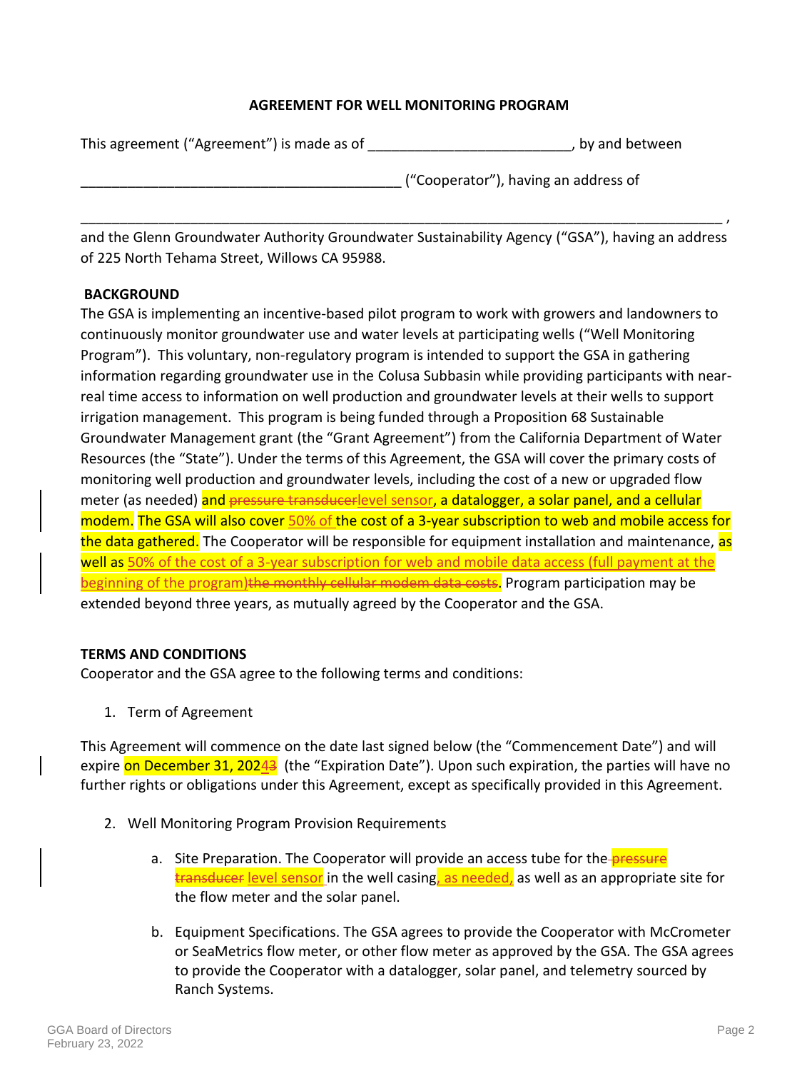**AGREEMENT FOR WELL MONITORING PROGRAM**

This agreement ("Agreement") is made as of __________________________, by and between

________________________________________ ("Cooperator"), having an address of

________________________________________________________________________________ ,

and the Glenn Groundwater Authority Groundwater Sustainability Agency ("GSA"), having an address of 225 North Tehama Street, Willows CA 95988.

**BACKGROUND**

The GSA is implementing an incentive-based pilot program to work with growers and landowners to continuously monitor groundwater use and water levels at participating wells ("Well Monitoring Program"). This voluntary, non-regulatory program is intended to support the GSA in gathering information regarding groundwater use in the Colusa Subbasin while providing participants with near-real time access to information on well production and groundwater levels at their wells to support irrigation management. This program is being funded through a Proposition 68 Sustainable Groundwater Management grant (the "Grant Agreement") from the California Department of Water Resources (the "State"). Under the terms of this Agreement, the GSA will cover the primary costs of monitoring well production and groundwater levels, including the cost of a new or upgraded flow meter (as needed) and ~~pressure transducer~~level sensor, a datalogger, a solar panel, and a cellular modem. The GSA will also cover 50% of the cost of a 3-year subscription to web and mobile access for the data gathered. The Cooperator will be responsible for equipment installation and maintenance, as well as 50% of the cost of a 3-year subscription for web and mobile data access (full payment at the beginning of the program)~~the monthly cellular modem data costs~~. Program participation may be extended beyond three years, as mutually agreed by the Cooperator and the GSA.

**TERMS AND CONDITIONS**

Cooperator and the GSA agree to the following terms and conditions:

1. Term of Agreement

This Agreement will commence on the date last signed below (the "Commencement Date") and will expire on December 31, 202~~3~~4 (the "Expiration Date"). Upon such expiration, the parties will have no further rights or obligations under this Agreement, except as specifically provided in this Agreement.

2. Well Monitoring Program Provision Requirements

   a. Site Preparation. The Cooperator will provide an access tube for the ~~pressure transducer~~ level sensor in the well casing, as needed, as well as an appropriate site for the flow meter and the solar panel.

   b. Equipment Specifications. The GSA agrees to provide the Cooperator with McCrometer or SeaMetrics flow meter, or other flow meter as approved by the GSA. The GSA agrees to provide the Cooperator with a datalogger, solar panel, and telemetry sourced by Ranch Systems.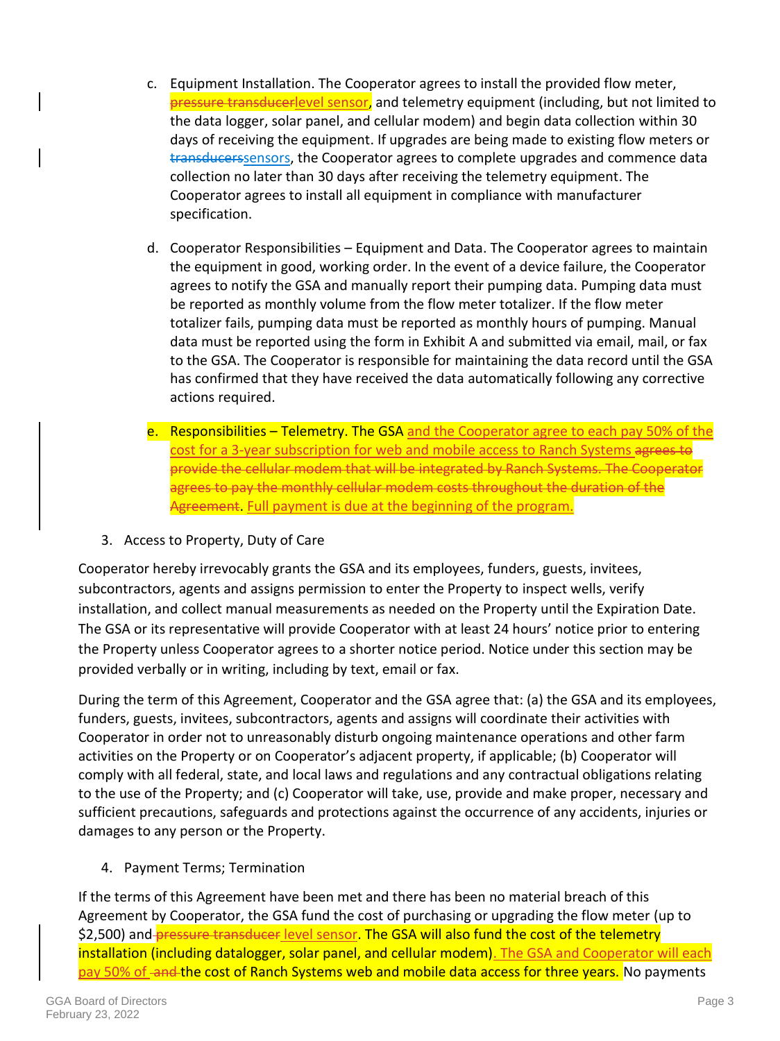c. Equipment Installation. The Cooperator agrees to install the provided flow meter, ~~pressure transducer~~level sensor, and telemetry equipment (including, but not limited to the data logger, solar panel, and cellular modem) and begin data collection within 30 days of receiving the equipment. If upgrades are being made to existing flow meters or ~~transducers~~sensors, the Cooperator agrees to complete upgrades and commence data collection no later than 30 days after receiving the telemetry equipment. The Cooperator agrees to install all equipment in compliance with manufacturer specification.

d. Cooperator Responsibilities – Equipment and Data. The Cooperator agrees to maintain the equipment in good, working order. In the event of a device failure, the Cooperator agrees to notify the GSA and manually report their pumping data. Pumping data must be reported as monthly volume from the flow meter totalizer. If the flow meter totalizer fails, pumping data must be reported as monthly hours of pumping. Manual data must be reported using the form in Exhibit A and submitted via email, mail, or fax to the GSA. The Cooperator is responsible for maintaining the data record until the GSA has confirmed that they have received the data automatically following any corrective actions required.

e. Responsibilities – Telemetry. The GSA and the Cooperator agree to each pay 50% of the cost for a 3-year subscription for web and mobile access to Ranch Systems ~~agrees to provide the cellular modem that will be integrated by Ranch Systems. The Cooperator agrees to pay the monthly cellular modem costs throughout the duration of the Agreement~~. Full payment is due at the beginning of the program.

3. Access to Property, Duty of Care

Cooperator hereby irrevocably grants the GSA and its employees, funders, guests, invitees, subcontractors, agents and assigns permission to enter the Property to inspect wells, verify installation, and collect manual measurements as needed on the Property until the Expiration Date. The GSA or its representative will provide Cooperator with at least 24 hours' notice prior to entering the Property unless Cooperator agrees to a shorter notice period. Notice under this section may be provided verbally or in writing, including by text, email or fax.

During the term of this Agreement, Cooperator and the GSA agree that: (a) the GSA and its employees, funders, guests, invitees, subcontractors, agents and assigns will coordinate their activities with Cooperator in order not to unreasonably disturb ongoing maintenance operations and other farm activities on the Property or on Cooperator's adjacent property, if applicable; (b) Cooperator will comply with all federal, state, and local laws and regulations and any contractual obligations relating to the use of the Property; and (c) Cooperator will take, use, provide and make proper, necessary and sufficient precautions, safeguards and protections against the occurrence of any accidents, injuries or damages to any person or the Property.

4. Payment Terms; Termination

If the terms of this Agreement have been met and there has been no material breach of this Agreement by Cooperator, the GSA fund the cost of purchasing or upgrading the flow meter (up to $2,500) and ~~pressure transducer~~ level sensor. The GSA will also fund the cost of the telemetry installation (including datalogger, solar panel, and cellular modem). The GSA and Cooperator will each pay 50% of ~~and~~ the cost of Ranch Systems web and mobile data access for three years. No payments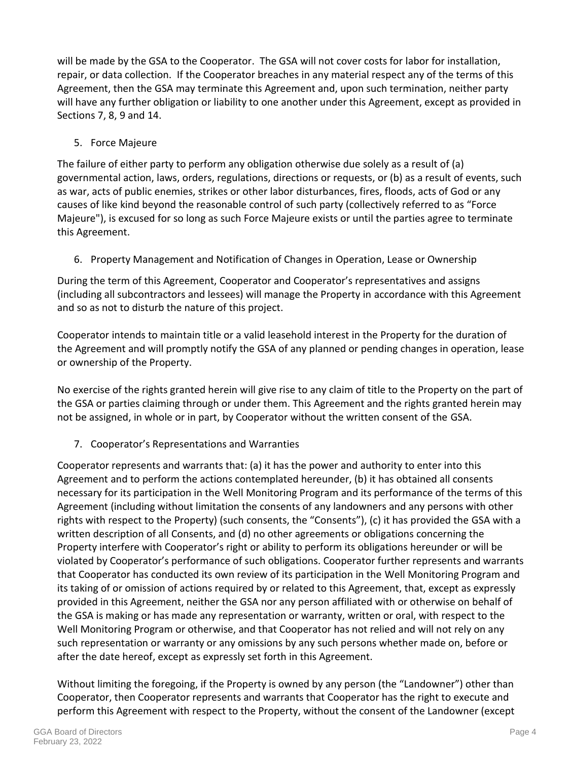will be made by the GSA to the Cooperator. The GSA will not cover costs for labor for installation, repair, or data collection. If the Cooperator breaches in any material respect any of the terms of this Agreement, then the GSA may terminate this Agreement and, upon such termination, neither party will have any further obligation or liability to one another under this Agreement, except as provided in Sections 7, 8, 9 and 14.

5. Force Majeure

The failure of either party to perform any obligation otherwise due solely as a result of (a) governmental action, laws, orders, regulations, directions or requests, or (b) as a result of events, such as war, acts of public enemies, strikes or other labor disturbances, fires, floods, acts of God or any causes of like kind beyond the reasonable control of such party (collectively referred to as "Force Majeure"), is excused for so long as such Force Majeure exists or until the parties agree to terminate this Agreement.

6. Property Management and Notification of Changes in Operation, Lease or Ownership

During the term of this Agreement, Cooperator and Cooperator's representatives and assigns (including all subcontractors and lessees) will manage the Property in accordance with this Agreement and so as not to disturb the nature of this project.

Cooperator intends to maintain title or a valid leasehold interest in the Property for the duration of the Agreement and will promptly notify the GSA of any planned or pending changes in operation, lease or ownership of the Property.

No exercise of the rights granted herein will give rise to any claim of title to the Property on the part of the GSA or parties claiming through or under them. This Agreement and the rights granted herein may not be assigned, in whole or in part, by Cooperator without the written consent of the GSA.

7. Cooperator's Representations and Warranties

Cooperator represents and warrants that: (a) it has the power and authority to enter into this Agreement and to perform the actions contemplated hereunder, (b) it has obtained all consents necessary for its participation in the Well Monitoring Program and its performance of the terms of this Agreement (including without limitation the consents of any landowners and any persons with other rights with respect to the Property) (such consents, the "Consents"), (c) it has provided the GSA with a written description of all Consents, and (d) no other agreements or obligations concerning the Property interfere with Cooperator's right or ability to perform its obligations hereunder or will be violated by Cooperator's performance of such obligations. Cooperator further represents and warrants that Cooperator has conducted its own review of its participation in the Well Monitoring Program and its taking of or omission of actions required by or related to this Agreement, that, except as expressly provided in this Agreement, neither the GSA nor any person affiliated with or otherwise on behalf of the GSA is making or has made any representation or warranty, written or oral, with respect to the Well Monitoring Program or otherwise, and that Cooperator has not relied and will not rely on any such representation or warranty or any omissions by any such persons whether made on, before or after the date hereof, except as expressly set forth in this Agreement.

Without limiting the foregoing, if the Property is owned by any person (the "Landowner") other than Cooperator, then Cooperator represents and warrants that Cooperator has the right to execute and perform this Agreement with respect to the Property, without the consent of the Landowner (except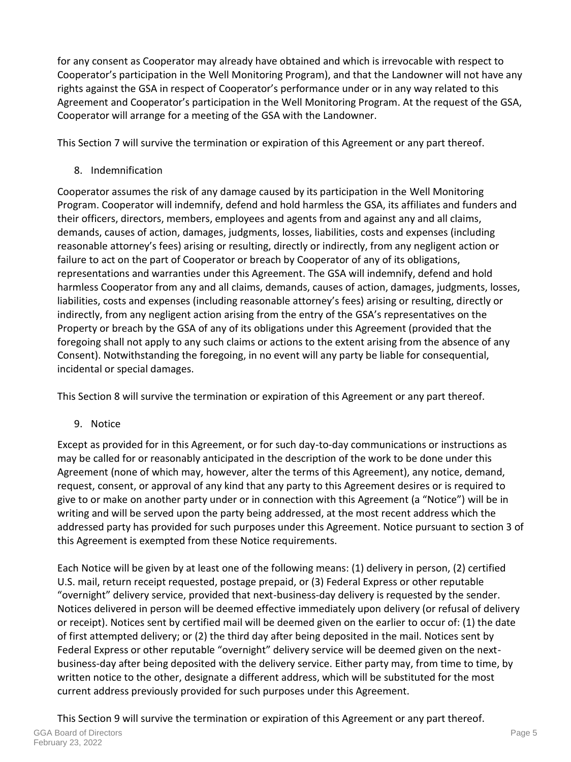for any consent as Cooperator may already have obtained and which is irrevocable with respect to Cooperator's participation in the Well Monitoring Program), and that the Landowner will not have any rights against the GSA in respect of Cooperator's performance under or in any way related to this Agreement and Cooperator's participation in the Well Monitoring Program. At the request of the GSA, Cooperator will arrange for a meeting of the GSA with the Landowner.

This Section 7 will survive the termination or expiration of this Agreement or any part thereof.

8. Indemnification

Cooperator assumes the risk of any damage caused by its participation in the Well Monitoring Program. Cooperator will indemnify, defend and hold harmless the GSA, its affiliates and funders and their officers, directors, members, employees and agents from and against any and all claims, demands, causes of action, damages, judgments, losses, liabilities, costs and expenses (including reasonable attorney's fees) arising or resulting, directly or indirectly, from any negligent action or failure to act on the part of Cooperator or breach by Cooperator of any of its obligations, representations and warranties under this Agreement. The GSA will indemnify, defend and hold harmless Cooperator from any and all claims, demands, causes of action, damages, judgments, losses, liabilities, costs and expenses (including reasonable attorney's fees) arising or resulting, directly or indirectly, from any negligent action arising from the entry of the GSA's representatives on the Property or breach by the GSA of any of its obligations under this Agreement (provided that the foregoing shall not apply to any such claims or actions to the extent arising from the absence of any Consent). Notwithstanding the foregoing, in no event will any party be liable for consequential, incidental or special damages.

This Section 8 will survive the termination or expiration of this Agreement or any part thereof.

9. Notice

Except as provided for in this Agreement, or for such day-to-day communications or instructions as may be called for or reasonably anticipated in the description of the work to be done under this Agreement (none of which may, however, alter the terms of this Agreement), any notice, demand, request, consent, or approval of any kind that any party to this Agreement desires or is required to give to or make on another party under or in connection with this Agreement (a "Notice") will be in writing and will be served upon the party being addressed, at the most recent address which the addressed party has provided for such purposes under this Agreement. Notice pursuant to section 3 of this Agreement is exempted from these Notice requirements.

Each Notice will be given by at least one of the following means: (1) delivery in person, (2) certified U.S. mail, return receipt requested, postage prepaid, or (3) Federal Express or other reputable "overnight" delivery service, provided that next-business-day delivery is requested by the sender. Notices delivered in person will be deemed effective immediately upon delivery (or refusal of delivery or receipt). Notices sent by certified mail will be deemed given on the earlier to occur of: (1) the date of first attempted delivery; or (2) the third day after being deposited in the mail. Notices sent by Federal Express or other reputable "overnight" delivery service will be deemed given on the next-business-day after being deposited with the delivery service. Either party may, from time to time, by written notice to the other, designate a different address, which will be substituted for the most current address previously provided for such purposes under this Agreement.

This Section 9 will survive the termination or expiration of this Agreement or any part thereof.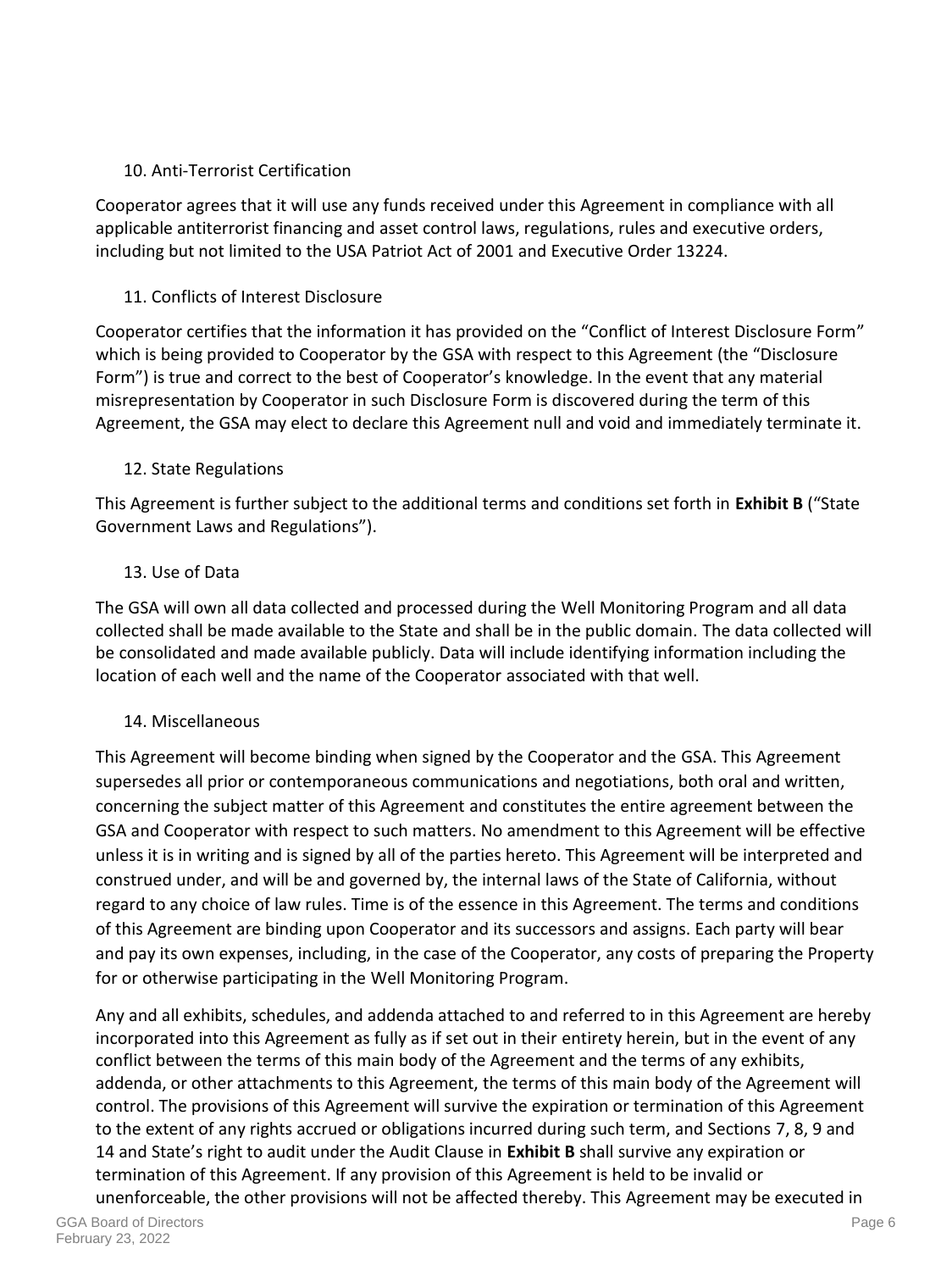10. Anti-Terrorist Certification

Cooperator agrees that it will use any funds received under this Agreement in compliance with all applicable antiterrorist financing and asset control laws, regulations, rules and executive orders, including but not limited to the USA Patriot Act of 2001 and Executive Order 13224.

11. Conflicts of Interest Disclosure

Cooperator certifies that the information it has provided on the "Conflict of Interest Disclosure Form" which is being provided to Cooperator by the GSA with respect to this Agreement (the "Disclosure Form") is true and correct to the best of Cooperator's knowledge. In the event that any material misrepresentation by Cooperator in such Disclosure Form is discovered during the term of this Agreement, the GSA may elect to declare this Agreement null and void and immediately terminate it.

12. State Regulations

This Agreement is further subject to the additional terms and conditions set forth in **Exhibit B** ("State Government Laws and Regulations").

13. Use of Data

The GSA will own all data collected and processed during the Well Monitoring Program and all data collected shall be made available to the State and shall be in the public domain. The data collected will be consolidated and made available publicly. Data will include identifying information including the location of each well and the name of the Cooperator associated with that well.

14. Miscellaneous

This Agreement will become binding when signed by the Cooperator and the GSA. This Agreement supersedes all prior or contemporaneous communications and negotiations, both oral and written, concerning the subject matter of this Agreement and constitutes the entire agreement between the GSA and Cooperator with respect to such matters. No amendment to this Agreement will be effective unless it is in writing and is signed by all of the parties hereto. This Agreement will be interpreted and construed under, and will be and governed by, the internal laws of the State of California, without regard to any choice of law rules. Time is of the essence in this Agreement. The terms and conditions of this Agreement are binding upon Cooperator and its successors and assigns. Each party will bear and pay its own expenses, including, in the case of the Cooperator, any costs of preparing the Property for or otherwise participating in the Well Monitoring Program.

Any and all exhibits, schedules, and addenda attached to and referred to in this Agreement are hereby incorporated into this Agreement as fully as if set out in their entirety herein, but in the event of any conflict between the terms of this main body of the Agreement and the terms of any exhibits, addenda, or other attachments to this Agreement, the terms of this main body of the Agreement will control. The provisions of this Agreement will survive the expiration or termination of this Agreement to the extent of any rights accrued or obligations incurred during such term, and Sections 7, 8, 9 and 14 and State's right to audit under the Audit Clause in **Exhibit B** shall survive any expiration or termination of this Agreement. If any provision of this Agreement is held to be invalid or unenforceable, the other provisions will not be affected thereby. This Agreement may be executed in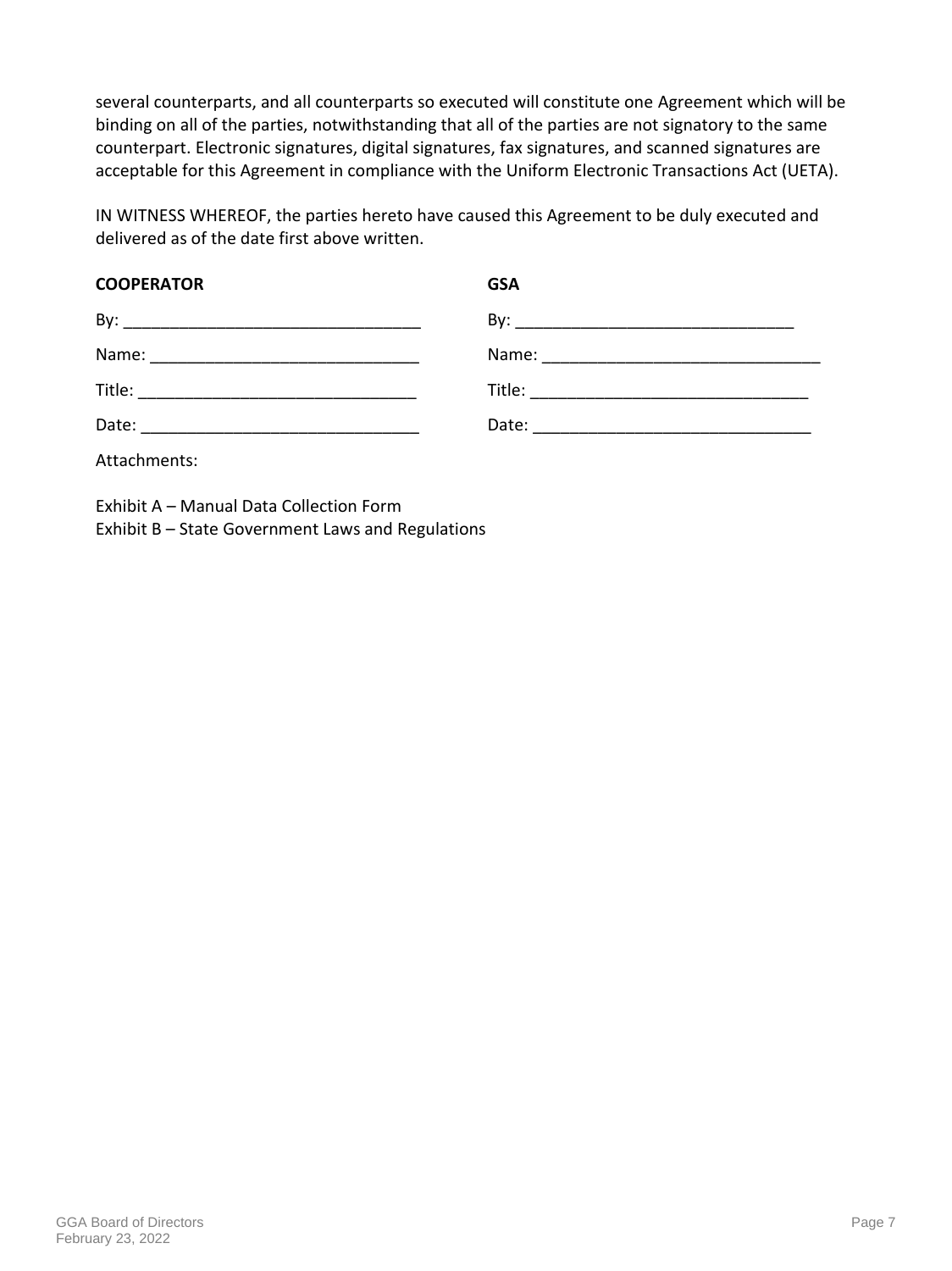several counterparts, and all counterparts so executed will constitute one Agreement which will be binding on all of the parties, notwithstanding that all of the parties are not signatory to the same counterpart. Electronic signatures, digital signatures, fax signatures, and scanned signatures are acceptable for this Agreement in compliance with the Uniform Electronic Transactions Act (UETA).

IN WITNESS WHEREOF, the parties hereto have caused this Agreement to be duly executed and delivered as of the date first above written.

| **COOPERATOR** | **GSA** |
| --- | --- |
| By: ________________________________ | By: ______________________________ |
| Name: _____________________________ | Name: ______________________________ |
| Title: ______________________________ | Title: ______________________________ |
| Date: ______________________________ | Date: ______________________________ |

Attachments:

Exhibit A – Manual Data Collection Form
Exhibit B – State Government Laws and Regulations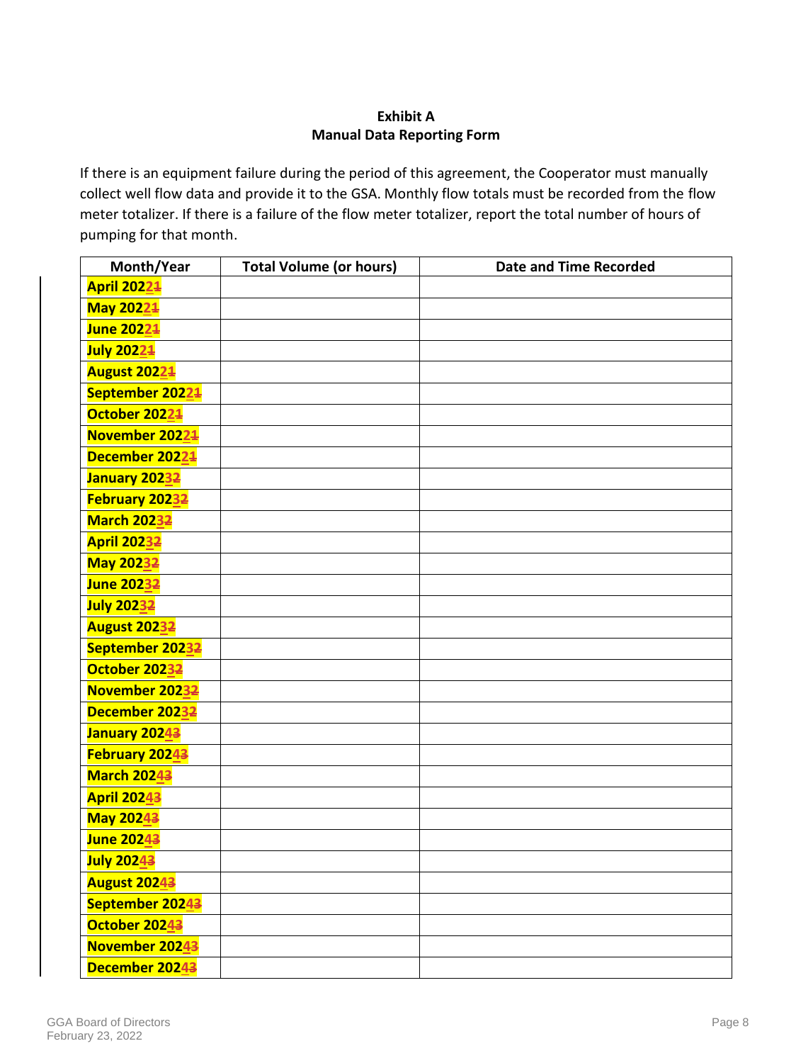**Exhibit A**
**Manual Data Reporting Form**

If there is an equipment failure during the period of this agreement, the Cooperator must manually collect well flow data and provide it to the GSA. Monthly flow totals must be recorded from the flow meter totalizer. If there is a failure of the flow meter totalizer, report the total number of hours of pumping for that month.

| Month/Year | Total Volume (or hours) | Date and Time Recorded |
|---|---|---|
| **April 2022~~1~~** | | |
| **May 2022~~1~~** | | |
| **June 2022~~1~~** | | |
| **July 2022~~1~~** | | |
| **August 2022~~1~~** | | |
| **September 2022~~1~~** | | |
| **October 2022~~1~~** | | |
| **November 2022~~1~~** | | |
| **December 2022~~1~~** | | |
| **January 2023~~2~~** | | |
| **February 2023~~2~~** | | |
| **March 2023~~2~~** | | |
| **April 2023~~2~~** | | |
| **May 2023~~2~~** | | |
| **June 2023~~2~~** | | |
| **July 2023~~2~~** | | |
| **August 2023~~2~~** | | |
| **September 2023~~2~~** | | |
| **October 2023~~2~~** | | |
| **November 2023~~2~~** | | |
| **December 2023~~2~~** | | |
| **January 2024~~3~~** | | |
| **February 2024~~3~~** | | |
| **March 2024~~3~~** | | |
| **April 2024~~3~~** | | |
| **May 2024~~3~~** | | |
| **June 2024~~3~~** | | |
| **July 2024~~3~~** | | |
| **August 2024~~3~~** | | |
| **September 2024~~3~~** | | |
| **October 2024~~3~~** | | |
| **November 2024~~3~~** | | |
| **December 2024~~3~~** | | |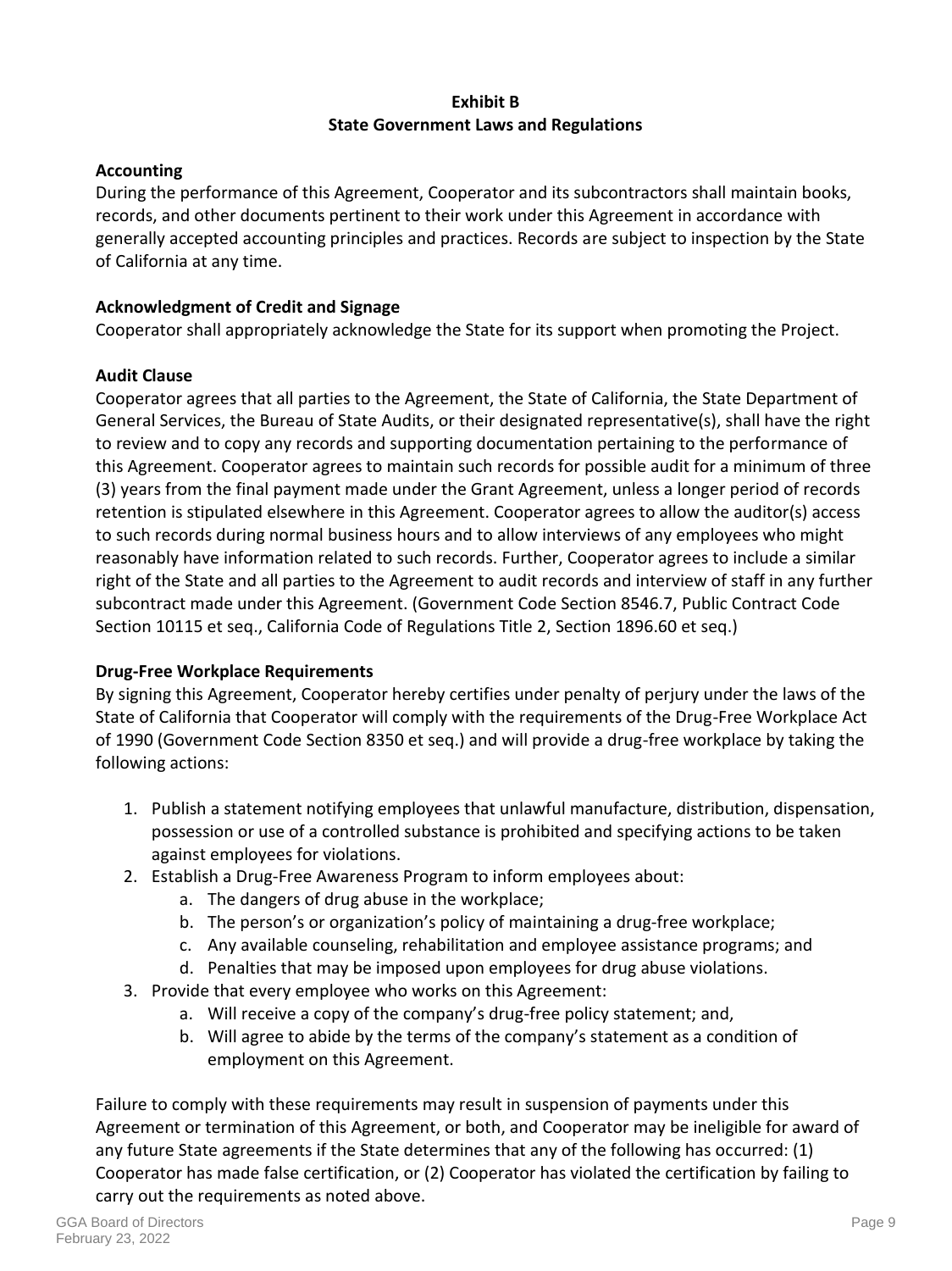## Exhibit B
## State Government Laws and Regulations

**Accounting**
During the performance of this Agreement, Cooperator and its subcontractors shall maintain books, records, and other documents pertinent to their work under this Agreement in accordance with generally accepted accounting principles and practices. Records are subject to inspection by the State of California at any time.

**Acknowledgment of Credit and Signage**
Cooperator shall appropriately acknowledge the State for its support when promoting the Project.

**Audit Clause**
Cooperator agrees that all parties to the Agreement, the State of California, the State Department of General Services, the Bureau of State Audits, or their designated representative(s), shall have the right to review and to copy any records and supporting documentation pertaining to the performance of this Agreement. Cooperator agrees to maintain such records for possible audit for a minimum of three (3) years from the final payment made under the Grant Agreement, unless a longer period of records retention is stipulated elsewhere in this Agreement. Cooperator agrees to allow the auditor(s) access to such records during normal business hours and to allow interviews of any employees who might reasonably have information related to such records. Further, Cooperator agrees to include a similar right of the State and all parties to the Agreement to audit records and interview of staff in any further subcontract made under this Agreement. (Government Code Section 8546.7, Public Contract Code Section 10115 et seq., California Code of Regulations Title 2, Section 1896.60 et seq.)

**Drug-Free Workplace Requirements**
By signing this Agreement, Cooperator hereby certifies under penalty of perjury under the laws of the State of California that Cooperator will comply with the requirements of the Drug-Free Workplace Act of 1990 (Government Code Section 8350 et seq.) and will provide a drug-free workplace by taking the following actions:

1. Publish a statement notifying employees that unlawful manufacture, distribution, dispensation, possession or use of a controlled substance is prohibited and specifying actions to be taken against employees for violations.
2. Establish a Drug-Free Awareness Program to inform employees about:
   a. The dangers of drug abuse in the workplace;
   b. The person's or organization's policy of maintaining a drug-free workplace;
   c. Any available counseling, rehabilitation and employee assistance programs; and
   d. Penalties that may be imposed upon employees for drug abuse violations.
3. Provide that every employee who works on this Agreement:
   a. Will receive a copy of the company's drug-free policy statement; and,
   b. Will agree to abide by the terms of the company's statement as a condition of employment on this Agreement.

Failure to comply with these requirements may result in suspension of payments under this Agreement or termination of this Agreement, or both, and Cooperator may be ineligible for award of any future State agreements if the State determines that any of the following has occurred: (1) Cooperator has made false certification, or (2) Cooperator has violated the certification by failing to carry out the requirements as noted above.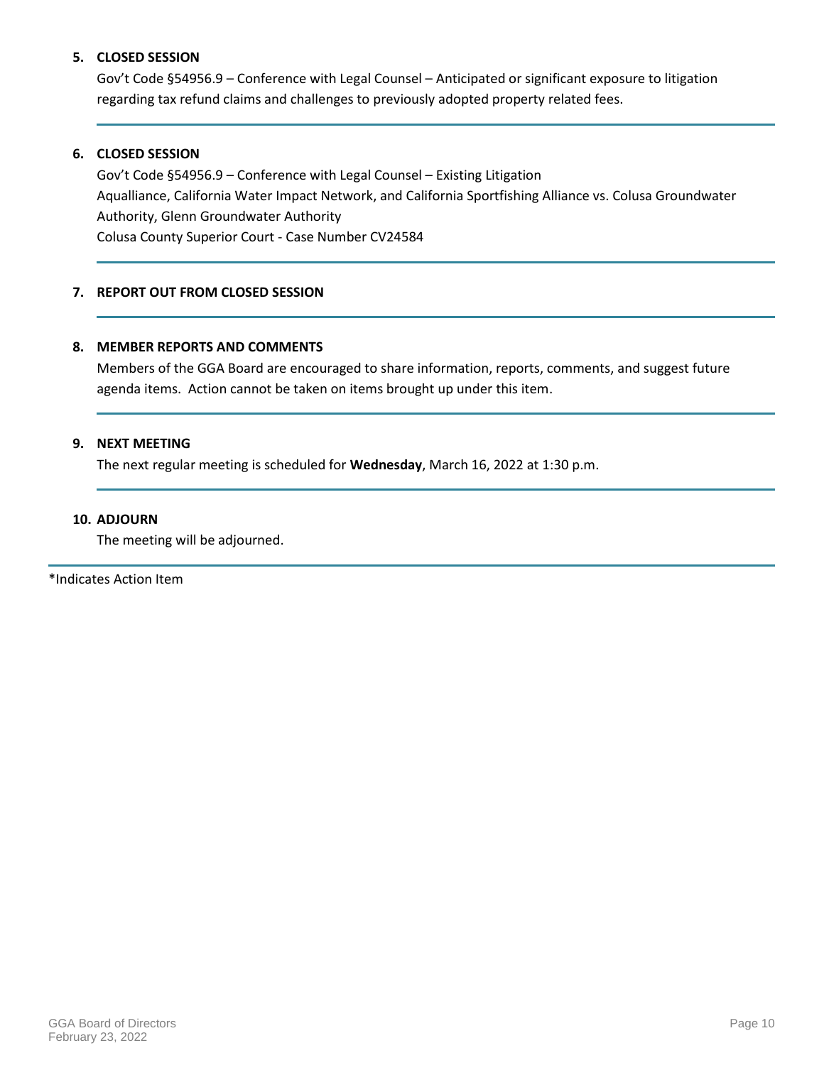**5. CLOSED SESSION**

Gov't Code §54956.9 – Conference with Legal Counsel – Anticipated or significant exposure to litigation regarding tax refund claims and challenges to previously adopted property related fees.

**6. CLOSED SESSION**

Gov't Code §54956.9 – Conference with Legal Counsel – Existing Litigation
Aqualliance, California Water Impact Network, and California Sportfishing Alliance vs. Colusa Groundwater Authority, Glenn Groundwater Authority
Colusa County Superior Court - Case Number CV24584

**7. REPORT OUT FROM CLOSED SESSION**

**8. MEMBER REPORTS AND COMMENTS**

Members of the GGA Board are encouraged to share information, reports, comments, and suggest future agenda items. Action cannot be taken on items brought up under this item.

**9. NEXT MEETING**

The next regular meeting is scheduled for **Wednesday**, March 16, 2022 at 1:30 p.m.

**10. ADJOURN**

The meeting will be adjourned.

*Indicates Action Item